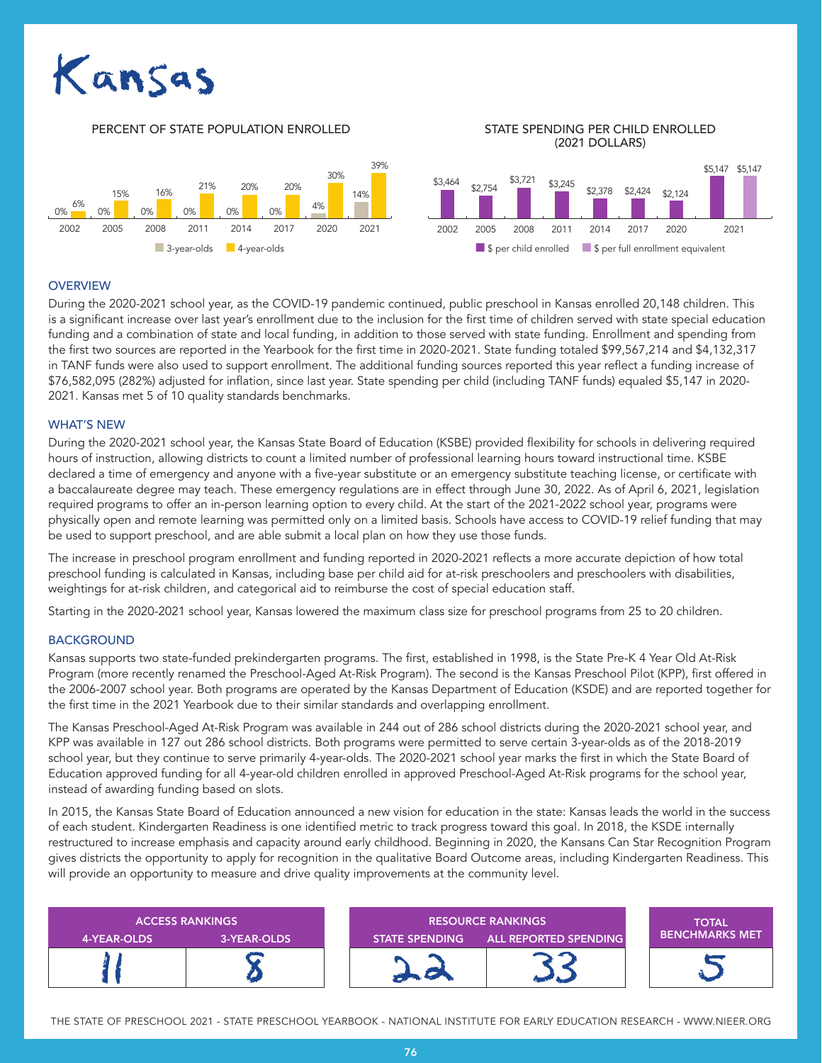# Kansas

## PERCENT OF STATE POPULATION ENROLLED

| Year | 3-year-olds | 4-year-olds |
|---|---|---|
| 2002 | 0% | 6% |
| 2005 | 0% | 15% |
| 2008 | 0% | 16% |
| 2011 | 0% | 21% |
| 2014 | 0% | 20% |
| 2017 | 0% | 20% |
| 2020 | 4% | 30% |
| 2021 | 14% | 39% |

## STATE SPENDING PER CHILD ENROLLED (2021 DOLLARS)

| Year | $ per child enrolled | $ per full enrollment equivalent |
|---|---|---|
| 2002 | $3,464 | |
| 2005 | $2,754 | |
| 2008 | $3,721 | |
| 2011 | $3,245 | |
| 2014 | $2,378 | |
| 2017 | $2,424 | |
| 2020 | $2,124 | |
| 2021 | $5,147 | $5,147 |

## OVERVIEW

During the 2020-2021 school year, as the COVID-19 pandemic continued, public preschool in Kansas enrolled 20,148 children. This is a significant increase over last year's enrollment due to the inclusion for the first time of children served with state special education funding and a combination of state and local funding, in addition to those served with state funding. Enrollment and spending from the first two sources are reported in the Yearbook for the first time in 2020-2021. State funding totaled $99,567,214 and $4,132,317 in TANF funds were also used to support enrollment. The additional funding sources reported this year reflect a funding increase of $76,582,095 (282%) adjusted for inflation, since last year. State spending per child (including TANF funds) equaled $5,147 in 2020-2021. Kansas met 5 of 10 quality standards benchmarks.

## WHAT'S NEW

During the 2020-2021 school year, the Kansas State Board of Education (KSBE) provided flexibility for schools in delivering required hours of instruction, allowing districts to count a limited number of professional learning hours toward instructional time. KSBE declared a time of emergency and anyone with a five-year substitute or an emergency substitute teaching license, or certificate with a baccalaureate degree may teach. These emergency regulations are in effect through June 30, 2022. As of April 6, 2021, legislation required programs to offer an in-person learning option to every child. At the start of the 2021-2022 school year, programs were physically open and remote learning was permitted only on a limited basis. Schools have access to COVID-19 relief funding that may be used to support preschool, and are able submit a local plan on how they use those funds.

The increase in preschool program enrollment and funding reported in 2020-2021 reflects a more accurate depiction of how total preschool funding is calculated in Kansas, including base per child aid for at-risk preschoolers and preschoolers with disabilities, weightings for at-risk children, and categorical aid to reimburse the cost of special education staff.

Starting in the 2020-2021 school year, Kansas lowered the maximum class size for preschool programs from 25 to 20 children.

## BACKGROUND

Kansas supports two state-funded prekindergarten programs. The first, established in 1998, is the State Pre-K 4 Year Old At-Risk Program (more recently renamed the Preschool-Aged At-Risk Program). The second is the Kansas Preschool Pilot (KPP), first offered in the 2006-2007 school year. Both programs are operated by the Kansas Department of Education (KSDE) and are reported together for the first time in the 2021 Yearbook due to their similar standards and overlapping enrollment.

The Kansas Preschool-Aged At-Risk Program was available in 244 out of 286 school districts during the 2020-2021 school year, and KPP was available in 127 out 286 school districts. Both programs were permitted to serve certain 3-year-olds as of the 2018-2019 school year, but they continue to serve primarily 4-year-olds. The 2020-2021 school year marks the first in which the State Board of Education approved funding for all 4-year-old children enrolled in approved Preschool-Aged At-Risk programs for the school year, instead of awarding funding based on slots.

In 2015, the Kansas State Board of Education announced a new vision for education in the state: Kansas leads the world in the success of each student. Kindergarten Readiness is one identified metric to track progress toward this goal. In 2018, the KSDE internally restructured to increase emphasis and capacity around early childhood. Beginning in 2020, the Kansans Can Star Recognition Program gives districts the opportunity to apply for recognition in the qualitative Board Outcome areas, including Kindergarten Readiness. This will provide an opportunity to measure and drive quality improvements at the community level.

| ACCESS RANKINGS | | RESOURCE RANKINGS | | TOTAL BENCHMARKS MET |
|---|---|---|---|---|
| 4-YEAR-OLDS | 3-YEAR-OLDS | STATE SPENDING | ALL REPORTED SPENDING | |
| 11 | 8 | 22 | 33 | 5 |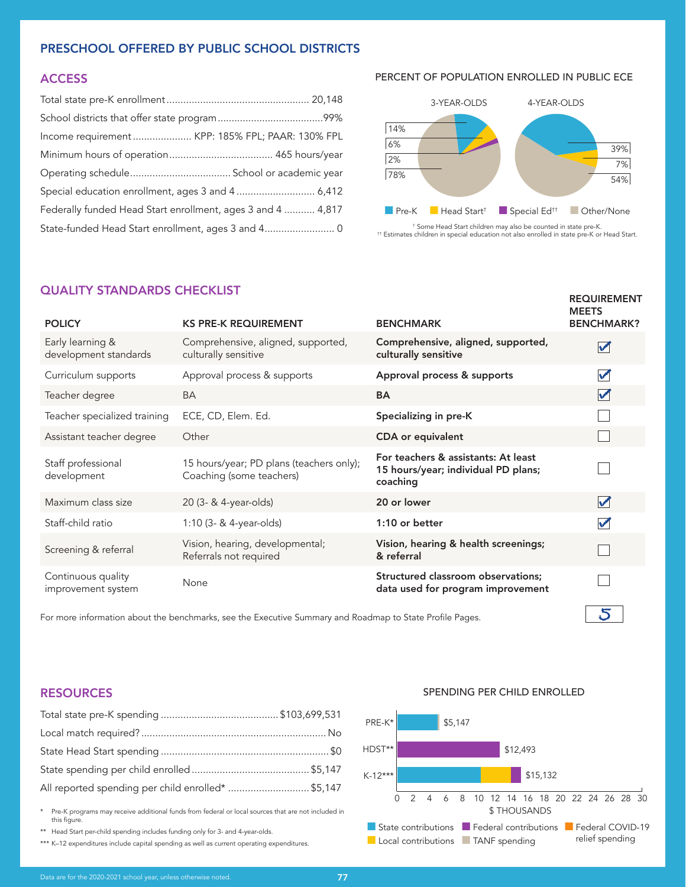## PRESCHOOL OFFERED BY PUBLIC SCHOOL DISTRICTS

### ACCESS

Total state pre-K enrollment .................................................. 20,148

School districts that offer state program .....................................99%

Income requirement ..................... KPP: 185% FPL; PAAR: 130% FPL

Minimum hours of operation ..................................... 465 hours/year

Operating schedule.................................... School or academic year

Special education enrollment, ages 3 and 4 ............................ 6,412

Federally funded Head Start enrollment, ages 3 and 4 ........... 4,817

State-funded Head Start enrollment, ages 3 and 4......................... 0

PERCENT OF POPULATION ENROLLED IN PUBLIC ECE

3-YEAR-OLDS

14%
6%
2%
78%

4-YEAR-OLDS

39%
7%
54%

Pre-K    Head Start†    Special Ed††    Other/None

† Some Head Start children may also be counted in state pre-K.
†† Estimates children in special education not also enrolled in state pre-K or Head Start.

### QUALITY STANDARDS CHECKLIST

| POLICY | KS PRE-K REQUIREMENT | BENCHMARK | REQUIREMENT MEETS BENCHMARK? |
|---|---|---|---|
| Early learning & development standards | Comprehensive, aligned, supported, culturally sensitive | **Comprehensive, aligned, supported, culturally sensitive** | ☑ |
| Curriculum supports | Approval process & supports | **Approval process & supports** | ☑ |
| Teacher degree | BA | **BA** | ☑ |
| Teacher specialized training | ECE, CD, Elem. Ed. | **Specializing in pre-K** | ☐ |
| Assistant teacher degree | Other | **CDA or equivalent** | ☐ |
| Staff professional development | 15 hours/year; PD plans (teachers only); Coaching (some teachers) | **For teachers & assistants: At least 15 hours/year; individual PD plans; coaching** | ☐ |
| Maximum class size | 20 (3- & 4-year-olds) | **20 or lower** | ☑ |
| Staff-child ratio | 1:10 (3- & 4-year-olds) | **1:10 or better** | ☑ |
| Screening & referral | Vision, hearing, developmental; Referrals not required | **Vision, hearing & health screenings; & referral** | ☐ |
| Continuous quality improvement system | None | **Structured classroom observations; data used for program improvement** | ☐ |

For more information about the benchmarks, see the Executive Summary and Roadmap to State Profile Pages. **5**

### RESOURCES

Total state pre-K spending ......................................... $103,699,531

Local match required? ................................................................ No

State Head Start spending ........................................................... $0

State spending per child enrolled ......................................... $5,147

All reported spending per child enrolled* ............................. $5,147

\* Pre-K programs may receive additional funds from federal or local sources that are not included in this figure.

\*\* Head Start per-child spending includes funding only for 3- and 4-year-olds.

\*\*\* K–12 expenditures include capital spending as well as current operating expenditures.

SPENDING PER CHILD ENROLLED

PRE-K* $5,147

HDST** $12,493

K-12*** $15,132

0 2 4 6 8 10 12 14 16 18 20 22 24 26 28 30

$ THOUSANDS

State contributions    Federal contributions    Federal COVID-19 relief spending    Local contributions    TANF spending

Data are for the 2020-2021 school year, unless otherwise noted.